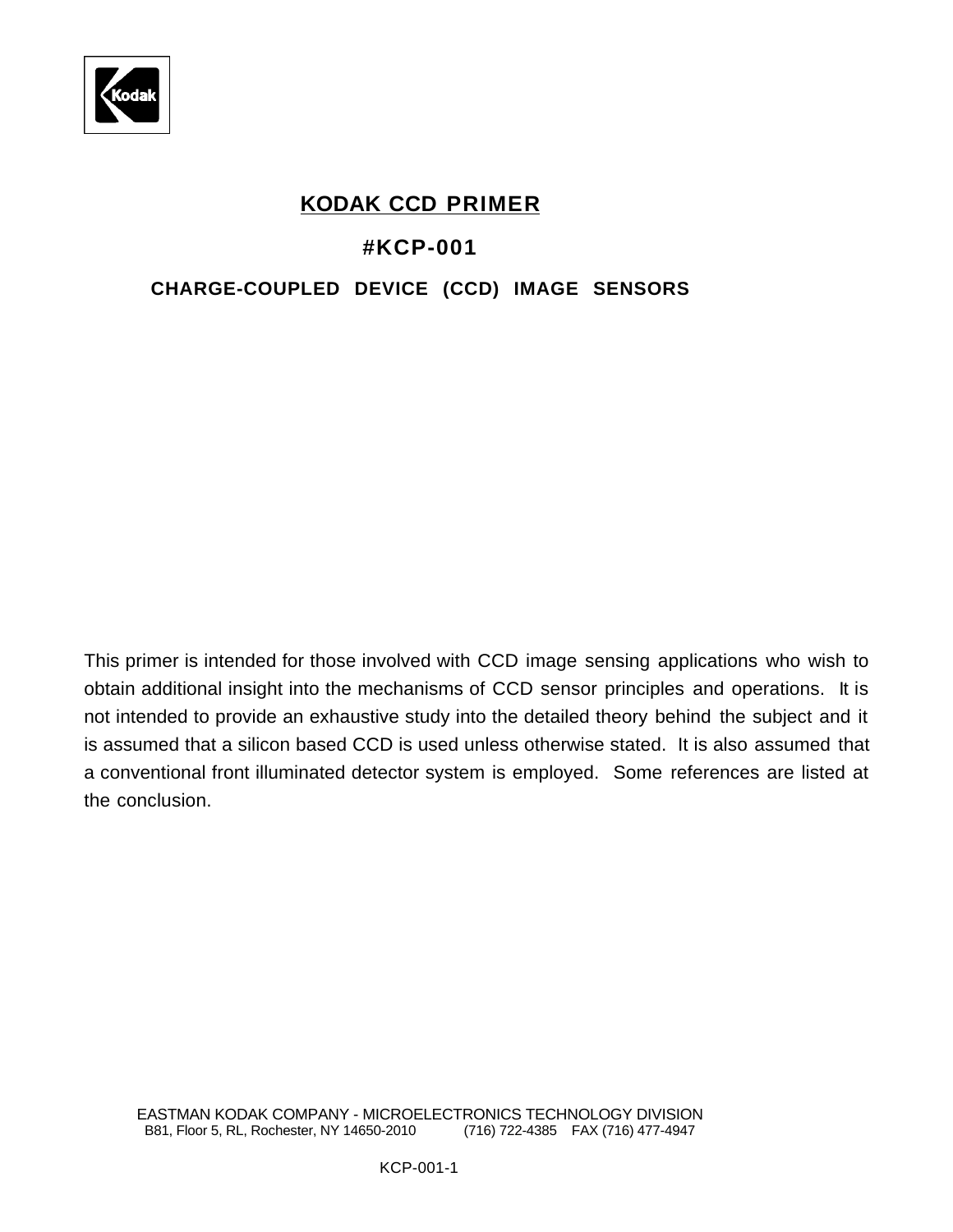# KODAK CCD PRIMER

## #KCP-001

### CHARGE-COUPLED DEVICE (CCD) IMAGE SENSORS

This primer is intended for those involved with CCD image sensing applications who wish to obtain additional insight into the mechanisms of CCD sensor principles and operations. It is not intended to provide an exhaustive study into the detailed theory behind the subject and it is assumed that a silicon based CCD is used unless otherwise stated. It is also assumed that a conventional front illuminated detector system is employed. Some references are listed at the conclusion.

EASTMAN KODAK COMPANY - MICROELECTRONICS TECHNOLOGY DIVISION
B81, Floor 5, RL, Rochester, NY 14650-2010 (716) 722-4385 FAX (716) 477-4947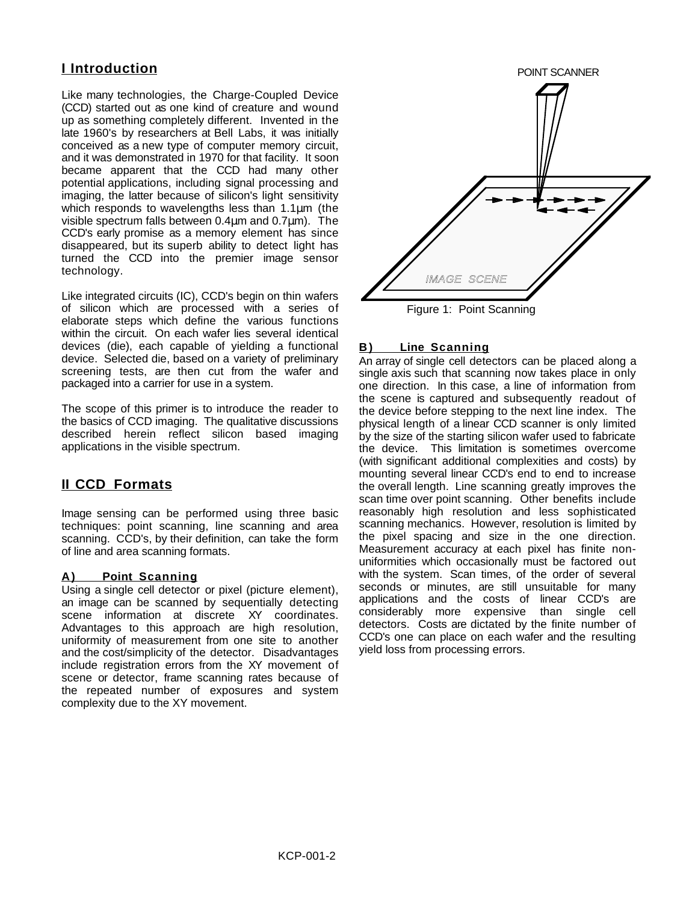## I Introduction

Like many technologies, the Charge-Coupled Device (CCD) started out as one kind of creature and wound up as something completely different. Invented in the late 1960's by researchers at Bell Labs, it was initially conceived as a new type of computer memory circuit, and it was demonstrated in 1970 for that facility. It soon became apparent that the CCD had many other potential applications, including signal processing and imaging, the latter because of silicon's light sensitivity which responds to wavelengths less than 1.1µm (the visible spectrum falls between 0.4µm and 0.7µm). The CCD's early promise as a memory element has since disappeared, but its superb ability to detect light has turned the CCD into the premier image sensor technology.

Like integrated circuits (IC), CCD's begin on thin wafers of silicon which are processed with a series of elaborate steps which define the various functions within the circuit. On each wafer lies several identical devices (die), each capable of yielding a functional device. Selected die, based on a variety of preliminary screening tests, are then cut from the wafer and packaged into a carrier for use in a system.

The scope of this primer is to introduce the reader to the basics of CCD imaging. The qualitative discussions described herein reflect silicon based imaging applications in the visible spectrum.

## II CCD Formats

Image sensing can be performed using three basic techniques: point scanning, line scanning and area scanning. CCD's, by their definition, can take the form of line and area scanning formats.

### A) Point Scanning

Using a single cell detector or pixel (picture element), an image can be scanned by sequentially detecting scene information at discrete XY coordinates. Advantages to this approach are high resolution, uniformity of measurement from one site to another and the cost/simplicity of the detector. Disadvantages include registration errors from the XY movement of scene or detector, frame scanning rates because of the repeated number of exposures and system complexity due to the XY movement.

POINT SCANNER

IMAGE SCENE

Figure 1: Point Scanning

### B) Line Scanning

An array of single cell detectors can be placed along a single axis such that scanning now takes place in only one direction. In this case, a line of information from the scene is captured and subsequently readout of the device before stepping to the next line index. The physical length of a linear CCD scanner is only limited by the size of the starting silicon wafer used to fabricate the device. This limitation is sometimes overcome (with significant additional complexities and costs) by mounting several linear CCD's end to end to increase the overall length. Line scanning greatly improves the scan time over point scanning. Other benefits include reasonably high resolution and less sophisticated scanning mechanics. However, resolution is limited by the pixel spacing and size in the one direction. Measurement accuracy at each pixel has finite non-uniformities which occasionally must be factored out with the system. Scan times, of the order of several seconds or minutes, are still unsuitable for many applications and the costs of linear CCD's are considerably more expensive than single cell detectors. Costs are dictated by the finite number of CCD's one can place on each wafer and the resulting yield loss from processing errors.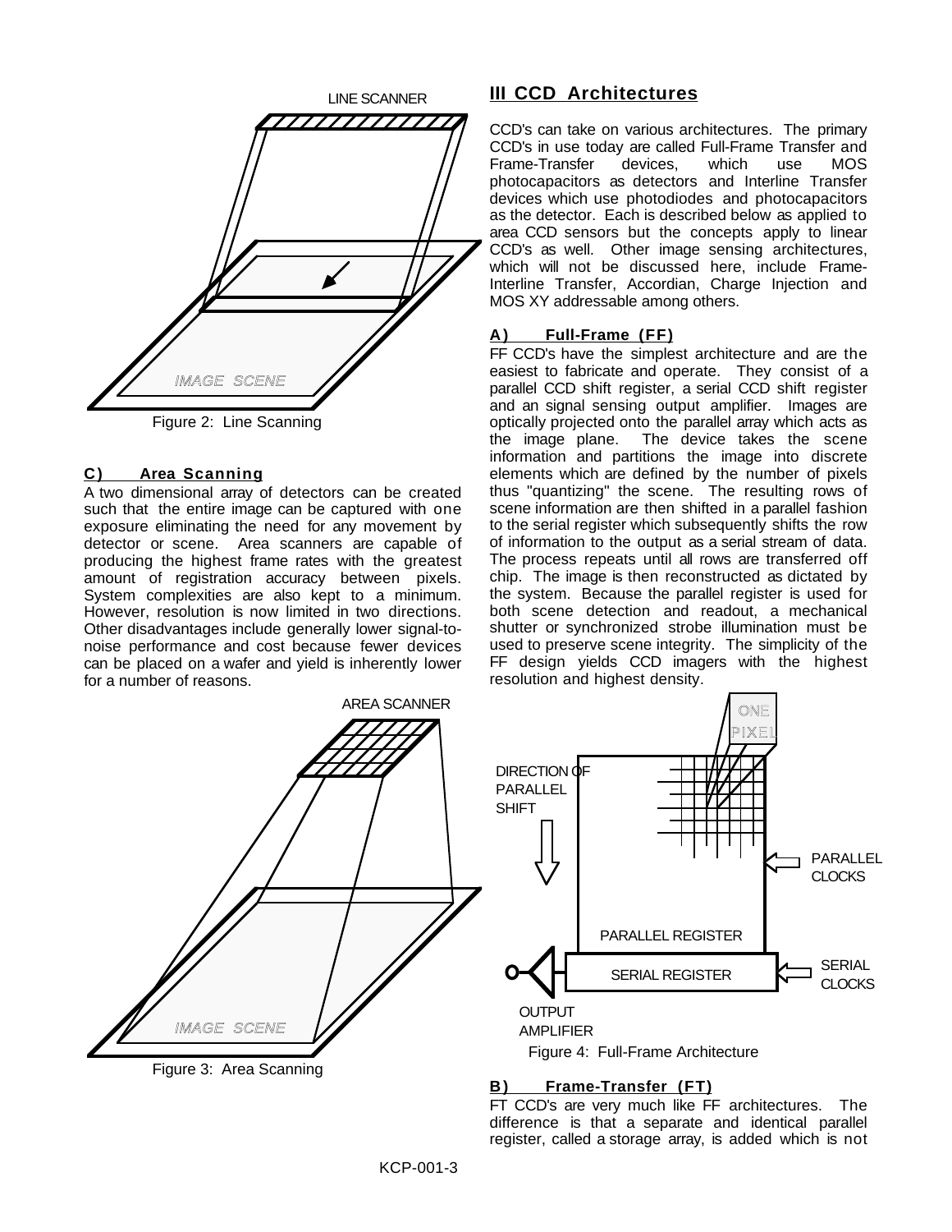LINE SCANNER

IMAGE SCENE

Figure 2: Line Scanning

### C) Area Scanning

A two dimensional array of detectors can be created such that the entire image can be captured with one exposure eliminating the need for any movement by detector or scene. Area scanners are capable of producing the highest frame rates with the greatest amount of registration accuracy between pixels. System complexities are also kept to a minimum. However, resolution is now limited in two directions. Other disadvantages include generally lower signal-to-noise performance and cost because fewer devices can be placed on a wafer and yield is inherently lower for a number of reasons.

AREA SCANNER

IMAGE SCENE

Figure 3: Area Scanning

## III CCD Architectures

CCD's can take on various architectures. The primary CCD's in use today are called Full-Frame Transfer and Frame-Transfer devices, which use MOS photocapacitors as detectors and Interline Transfer devices which use photodiodes and photocapacitors as the detector. Each is described below as applied to area CCD sensors but the concepts apply to linear CCD's as well. Other image sensing architectures, which will not be discussed here, include Frame-Interline Transfer, Accordian, Charge Injection and MOS XY addressable among others.

### A) Full-Frame (FF)

FF CCD's have the simplest architecture and are the easiest to fabricate and operate. They consist of a parallel CCD shift register, a serial CCD shift register and an signal sensing output amplifier. Images are optically projected onto the parallel array which acts as the image plane. The device takes the scene information and partitions the image into discrete elements which are defined by the number of pixels thus "quantizing" the scene. The resulting rows of scene information are then shifted in a parallel fashion to the serial register which subsequently shifts the row of information to the output as a serial stream of data. The process repeats until all rows are transferred off chip. The image is then reconstructed as dictated by the system. Because the parallel register is used for both scene detection and readout, a mechanical shutter or synchronized strobe illumination must be used to preserve scene integrity. The simplicity of the FF design yields CCD imagers with the highest resolution and highest density.

ONE PIXEL

DIRECTION OF PARALLEL SHIFT

PARALLEL CLOCKS

PARALLEL REGISTER

SERIAL REGISTER

SERIAL CLOCKS

OUTPUT AMPLIFIER

Figure 4: Full-Frame Architecture

### B) Frame-Transfer (FT)

FT CCD's are very much like FF architectures. The difference is that a separate and identical parallel register, called a storage array, is added which is not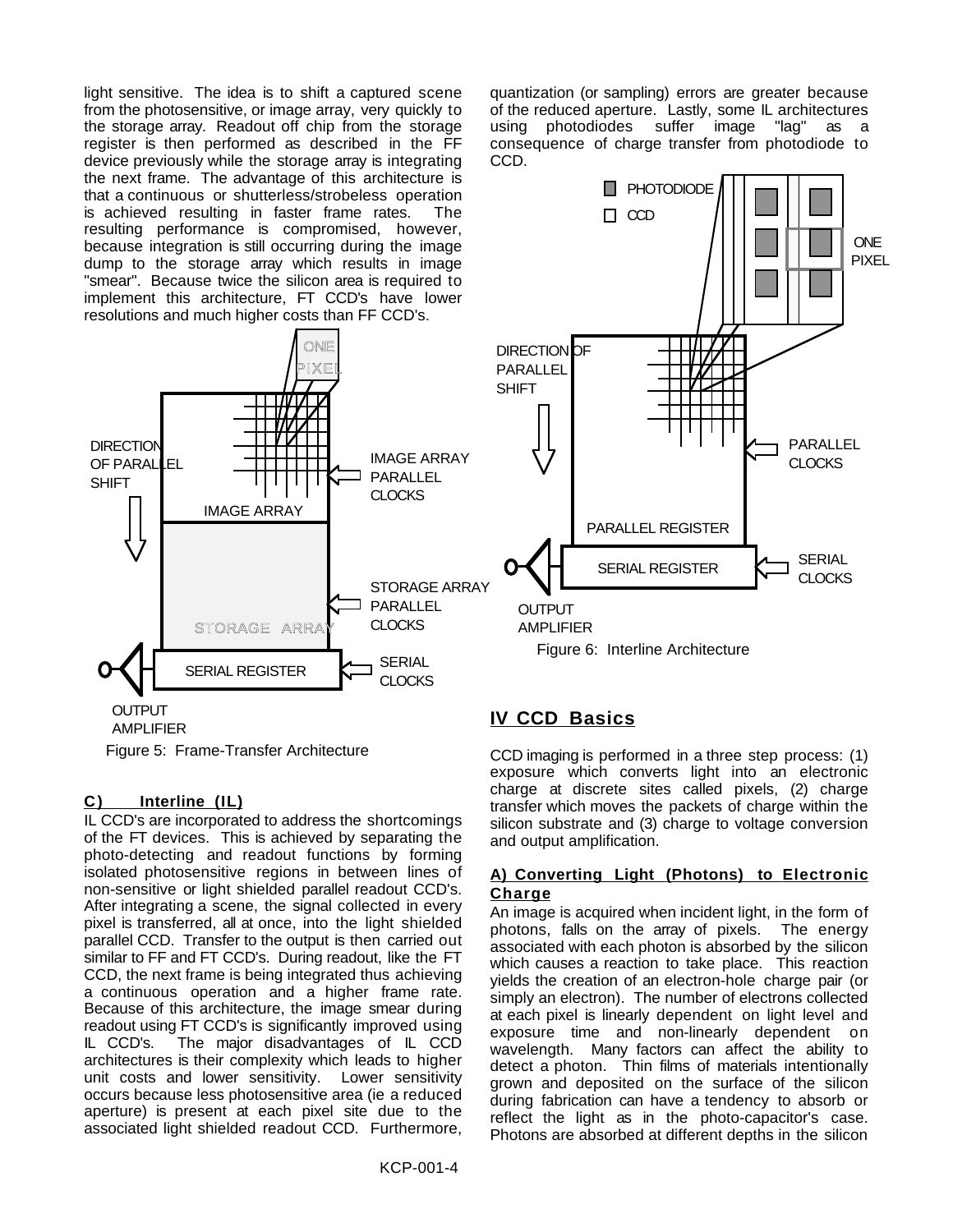light sensitive. The idea is to shift a captured scene from the photosensitive, or image array, very quickly to the storage array. Readout off chip from the storage register is then performed as described in the FF device previously while the storage array is integrating the next frame. The advantage of this architecture is that a continuous or shutterless/strobeless operation is achieved resulting in faster frame rates. The resulting performance is compromised, however, because integration is still occurring during the image dump to the storage array which results in image "smear". Because twice the silicon area is required to implement this architecture, FT CCD's have lower resolutions and much higher costs than FF CCD's.

Figure 5: Frame-Transfer Architecture

### C) Interline (IL)

IL CCD's are incorporated to address the shortcomings of the FT devices. This is achieved by separating the photo-detecting and readout functions by forming isolated photosensitive regions in between lines of non-sensitive or light shielded parallel readout CCD's. After integrating a scene, the signal collected in every pixel is transferred, all at once, into the light shielded parallel CCD. Transfer to the output is then carried out similar to FF and FT CCD's. During readout, like the FT CCD, the next frame is being integrated thus achieving a continuous operation and a higher frame rate. Because of this architecture, the image smear during readout using FT CCD's is significantly improved using IL CCD's. The major disadvantages of IL CCD architectures is their complexity which leads to higher unit costs and lower sensitivity. Lower sensitivity occurs because less photosensitive area (ie a reduced aperture) is present at each pixel site due to the associated light shielded readout CCD. Furthermore, quantization (or sampling) errors are greater because of the reduced aperture. Lastly, some IL architectures using photodiodes suffer image "lag" as a consequence of charge transfer from photodiode to CCD.

Figure 6: Interline Architecture

## IV CCD Basics

CCD imaging is performed in a three step process: (1) exposure which converts light into an electronic charge at discrete sites called pixels, (2) charge transfer which moves the packets of charge within the silicon substrate and (3) charge to voltage conversion and output amplification.

### A) Converting Light (Photons) to Electronic Charge

An image is acquired when incident light, in the form of photons, falls on the array of pixels. The energy associated with each photon is absorbed by the silicon which causes a reaction to take place. This reaction yields the creation of an electron-hole charge pair (or simply an electron). The number of electrons collected at each pixel is linearly dependent on light level and exposure time and non-linearly dependent on wavelength. Many factors can affect the ability to detect a photon. Thin films of materials intentionally grown and deposited on the surface of the silicon during fabrication can have a tendency to absorb or reflect the light as in the photo-capacitor's case. Photons are absorbed at different depths in the silicon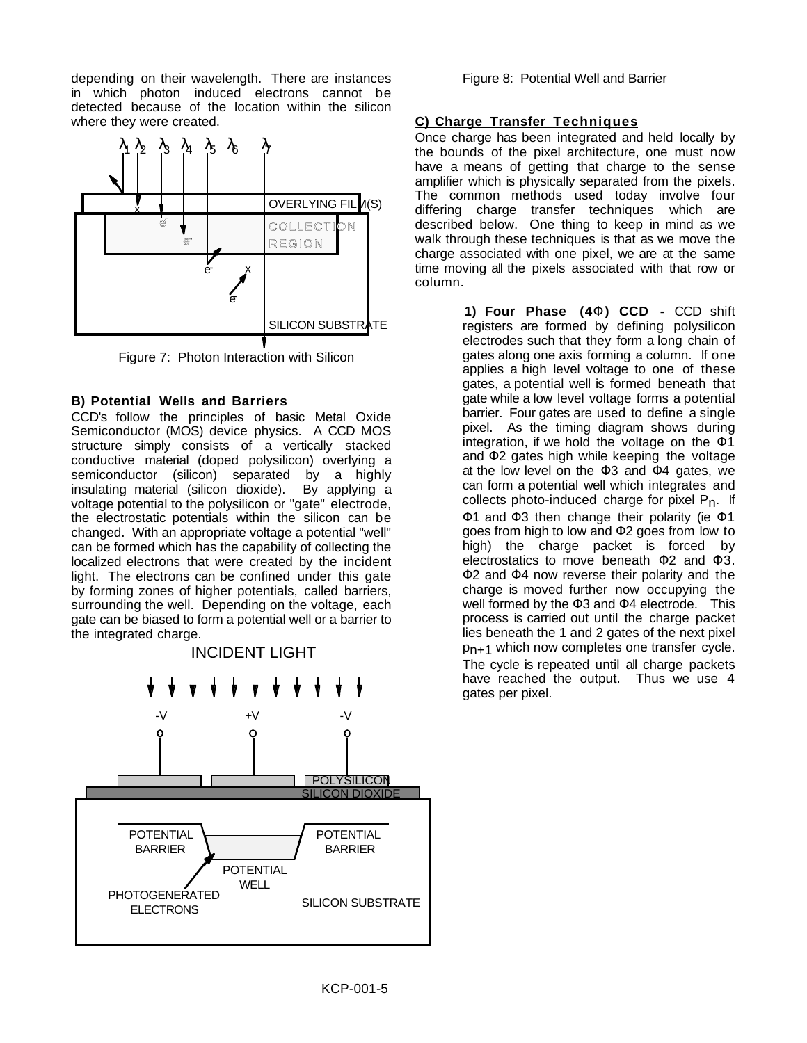depending on their wavelength. There are instances in which photon induced electrons cannot be detected because of the location within the silicon where they were created.

Figure 7: Photon Interaction with Silicon

**B) Potential Wells and Barriers**

CCD's follow the principles of basic Metal Oxide Semiconductor (MOS) device physics. A CCD MOS structure simply consists of a vertically stacked conductive material (doped polysilicon) overlying a semiconductor (silicon) separated by a highly insulating material (silicon dioxide). By applying a voltage potential to the polysilicon or "gate" electrode, the electrostatic potentials within the silicon can be changed. With an appropriate voltage a potential "well" can be formed which has the capability of collecting the localized electrons that were created by the incident light. The electrons can be confined under this gate by forming zones of higher potentials, called barriers, surrounding the well. Depending on the voltage, each gate can be biased to form a potential well or a barrier to the integrated charge.

Figure 8: Potential Well and Barrier

**C) Charge Transfer Techniques**

Once charge has been integrated and held locally by the bounds of the pixel architecture, one must now have a means of getting that charge to the sense amplifier which is physically separated from the pixels. The common methods used today involve four differing charge transfer techniques which are described below. One thing to keep in mind as we walk through these techniques is that as we move the charge associated with one pixel, we are at the same time moving all the pixels associated with that row or column.

**1) Four Phase (4Φ) CCD -** CCD shift registers are formed by defining polysilicon electrodes such that they form a long chain of gates along one axis forming a column. If one applies a high level voltage to one of these gates, a potential well is formed beneath that gate while a low level voltage forms a potential barrier. Four gates are used to define a single pixel. As the timing diagram shows during integration, if we hold the voltage on the Φ1 and Φ2 gates high while keeping the voltage at the low level on the Φ3 and Φ4 gates, we can form a potential well which integrates and collects photo-induced charge for pixel $P_n$. If Φ1 and Φ3 then change their polarity (ie Φ1 goes from high to low and Φ2 goes from low to high) the charge packet is forced by electrostatics to move beneath Φ2 and Φ3. Φ2 and Φ4 now reverse their polarity and the charge is moved further now occupying the well formed by the Φ3 and Φ4 electrode. This process is carried out until the charge packet lies beneath the 1 and 2 gates of the next pixel $p_{n+1}$ which now completes one transfer cycle. The cycle is repeated until all charge packets have reached the output. Thus we use 4 gates per pixel.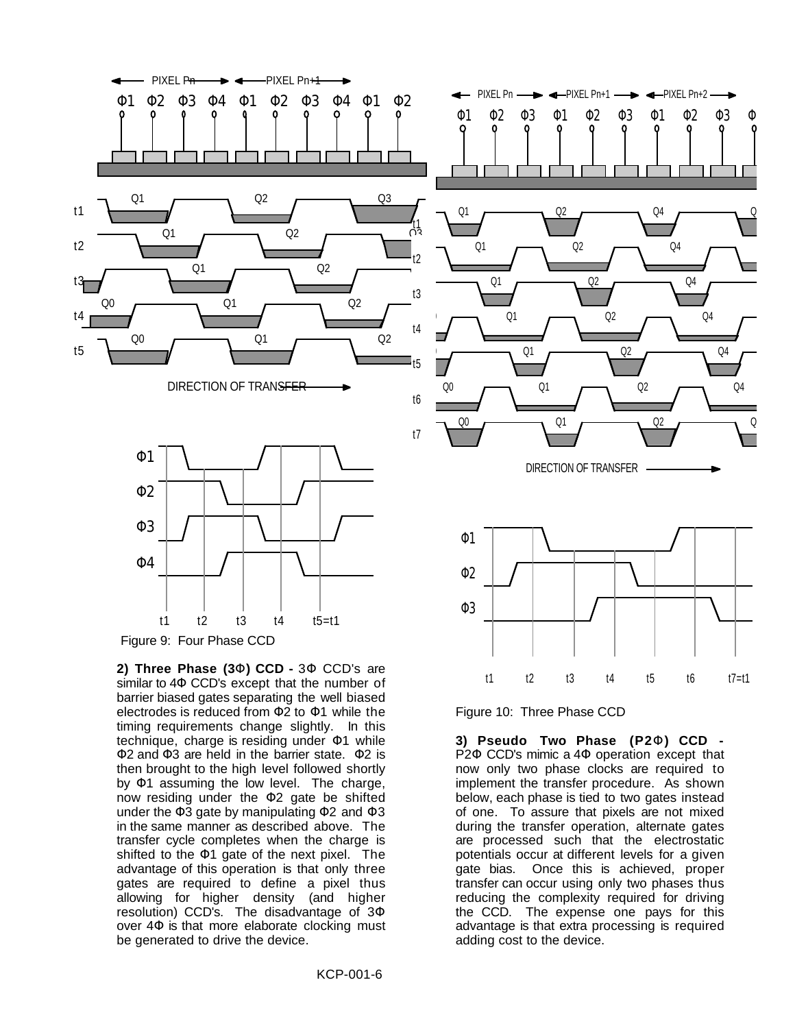Figure 9: Four Phase CCD

**2) Three Phase (3Φ) CCD -** 3Φ CCD's are similar to 4Φ CCD's except that the number of barrier biased gates separating the well biased electrodes is reduced from Φ2 to Φ1 while the timing requirements change slightly. In this technique, charge is residing under Φ1 while Φ2 and Φ3 are held in the barrier state. Φ2 is then brought to the high level followed shortly by Φ1 assuming the low level. The charge, now residing under the Φ2 gate be shifted under the Φ3 gate by manipulating Φ2 and Φ3 in the same manner as described above. The transfer cycle completes when the charge is shifted to the Φ1 gate of the next pixel. The advantage of this operation is that only three gates are required to define a pixel thus allowing for higher density (and higher resolution) CCD's. The disadvantage of 3Φ over 4Φ is that more elaborate clocking must be generated to drive the device.

Figure 10: Three Phase CCD

**3) Pseudo Two Phase (P2Φ) CCD -** P2Φ CCD's mimic a 4Φ operation except that now only two phase clocks are required to implement the transfer procedure. As shown below, each phase is tied to two gates instead of one. To assure that pixels are not mixed during the transfer operation, alternate gates are processed such that the electrostatic potentials occur at different levels for a given gate bias. Once this is achieved, proper transfer can occur using only two phases thus reducing the complexity required for driving the CCD. The expense one pays for this advantage is that extra processing is required adding cost to the device.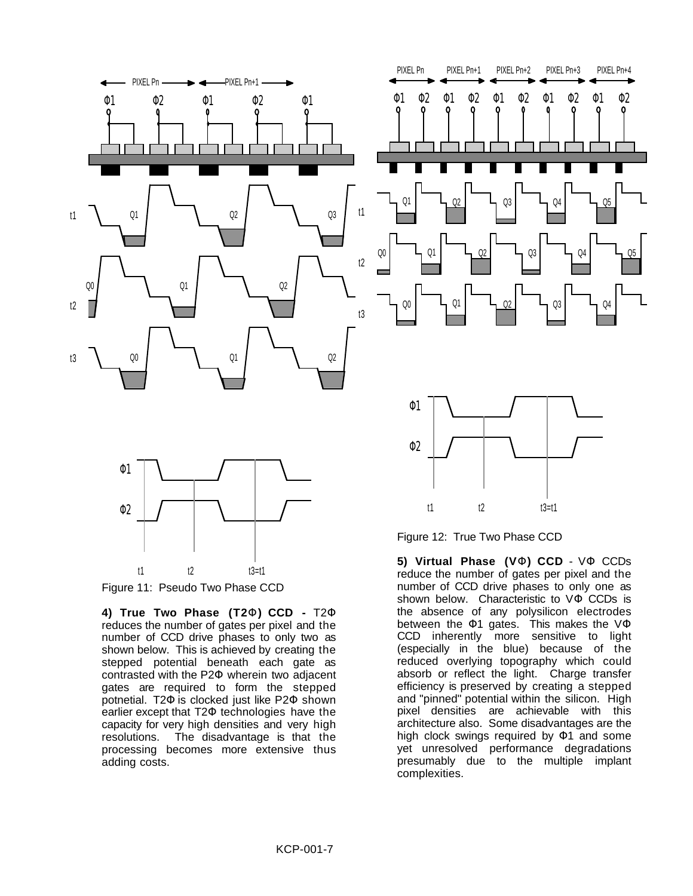Figure 11: Pseudo Two Phase CCD

**4) True Two Phase (T2Φ) CCD -** T2Φ reduces the number of gates per pixel and the number of CCD drive phases to only two as shown below. This is achieved by creating the stepped potential beneath each gate as contrasted with the P2Φ wherein two adjacent gates are required to form the stepped potnetial. T2Φ is clocked just like P2Φ shown earlier except that T2Φ technologies have the capacity for very high densities and very high resolutions. The disadvantage is that the processing becomes more extensive thus adding costs.

Figure 12: True Two Phase CCD

**5) Virtual Phase (VΦ) CCD** - VΦ CCDs reduce the number of gates per pixel and the number of CCD drive phases to only one as shown below. Characteristic to VΦ CCDs is the absence of any polysilicon electrodes between the Φ1 gates. This makes the VΦ CCD inherently more sensitive to light (especially in the blue) because of the reduced overlying topography which could absorb or reflect the light. Charge transfer efficiency is preserved by creating a stepped and "pinned" potential within the silicon. High pixel densities are achievable with this architecture also. Some disadvantages are the high clock swings required by Φ1 and some yet unresolved performance degradations presumably due to the multiple implant complexities.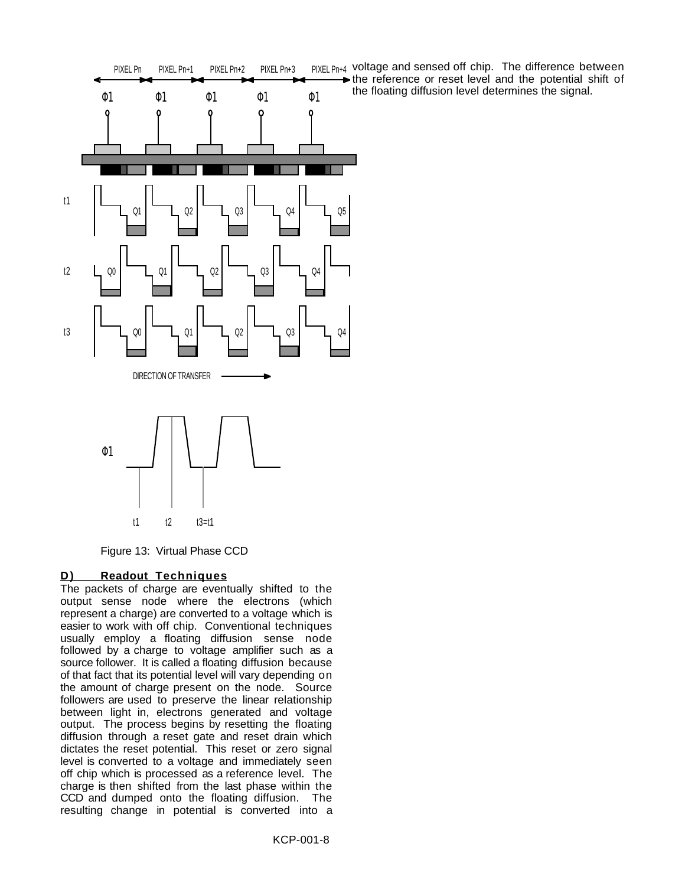Figure 13: Virtual Phase CCD

## D) Readout Techniques

The packets of charge are eventually shifted to the output sense node where the electrons (which represent a charge) are converted to a voltage which is easier to work with off chip. Conventional techniques usually employ a floating diffusion sense node followed by a charge to voltage amplifier such as a source follower. It is called a floating diffusion because of that fact that its potential level will vary depending on the amount of charge present on the node. Source followers are used to preserve the linear relationship between light in, electrons generated and voltage output. The process begins by resetting the floating diffusion through a reset gate and reset drain which dictates the reset potential. This reset or zero signal level is converted to a voltage and immediately seen off chip which is processed as a reference level. The charge is then shifted from the last phase within the CCD and dumped onto the floating diffusion. The resulting change in potential is converted into a voltage and sensed off chip. The difference between the reference or reset level and the potential shift of the floating diffusion level determines the signal.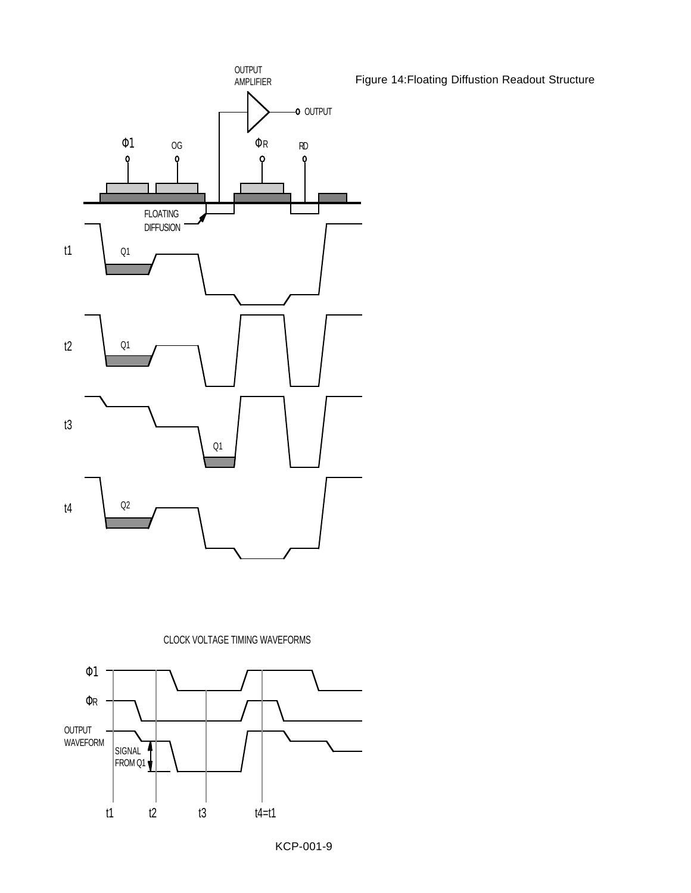Figure 14:Floating Diffustion Readout Structure

CLOCK VOLTAGE TIMING WAVEFORMS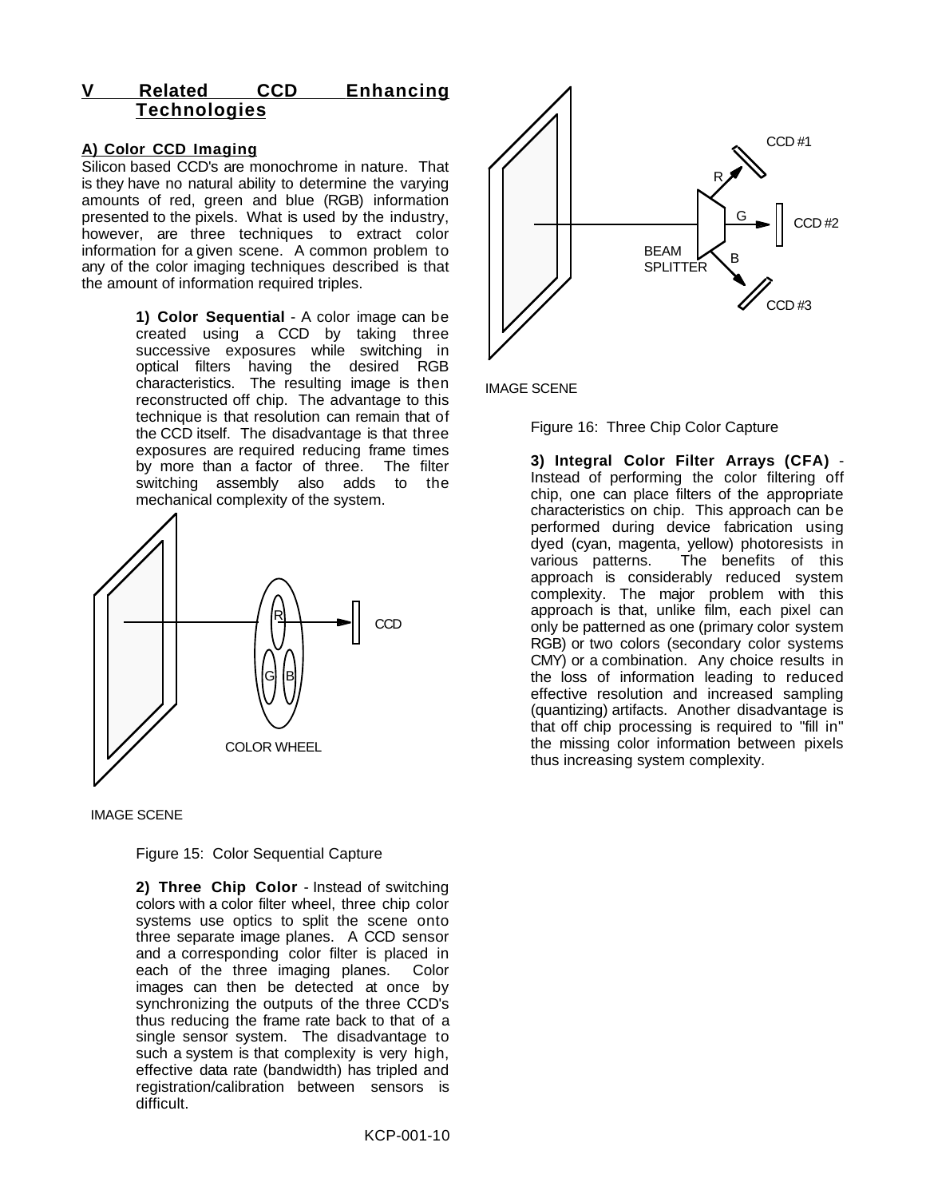## V Related CCD Enhancing Technologies

### A) Color CCD Imaging

Silicon based CCD's are monochrome in nature. That is they have no natural ability to determine the varying amounts of red, green and blue (RGB) information presented to the pixels. What is used by the industry, however, are three techniques to extract color information for a given scene. A common problem to any of the color imaging techniques described is that the amount of information required triples.

> **1) Color Sequential** - A color image can be created using a CCD by taking three successive exposures while switching in optical filters having the desired RGB characteristics. The resulting image is then reconstructed off chip. The advantage to this technique is that resolution can remain that of the CCD itself. The disadvantage is that three exposures are required reducing frame times by more than a factor of three. The filter switching assembly also adds to the mechanical complexity of the system.

IMAGE SCENE

COLOR WHEEL

CCD

Figure 15: Color Sequential Capture

> **2) Three Chip Color** - Instead of switching colors with a color filter wheel, three chip color systems use optics to split the scene onto three separate image planes. A CCD sensor and a corresponding color filter is placed in each of the three imaging planes. Color images can then be detected at once by synchronizing the outputs of the three CCD's thus reducing the frame rate back to that of a single sensor system. The disadvantage to such a system is that complexity is very high, effective data rate (bandwidth) has tripled and registration/calibration between sensors is difficult.

IMAGE SCENE

BEAM SPLITTER

CCD #1

CCD #2

CCD #3

Figure 16: Three Chip Color Capture

> **3) Integral Color Filter Arrays (CFA)** - Instead of performing the color filtering off chip, one can place filters of the appropriate characteristics on chip. This approach can be performed during device fabrication using dyed (cyan, magenta, yellow) photoresists in various patterns. The benefits of this approach is considerably reduced system complexity. The major problem with this approach is that, unlike film, each pixel can only be patterned as one (primary color system RGB) or two colors (secondary color systems CMY) or a combination. Any choice results in the loss of information leading to reduced effective resolution and increased sampling (quantizing) artifacts. Another disadvantage is that off chip processing is required to "fill in" the missing color information between pixels thus increasing system complexity.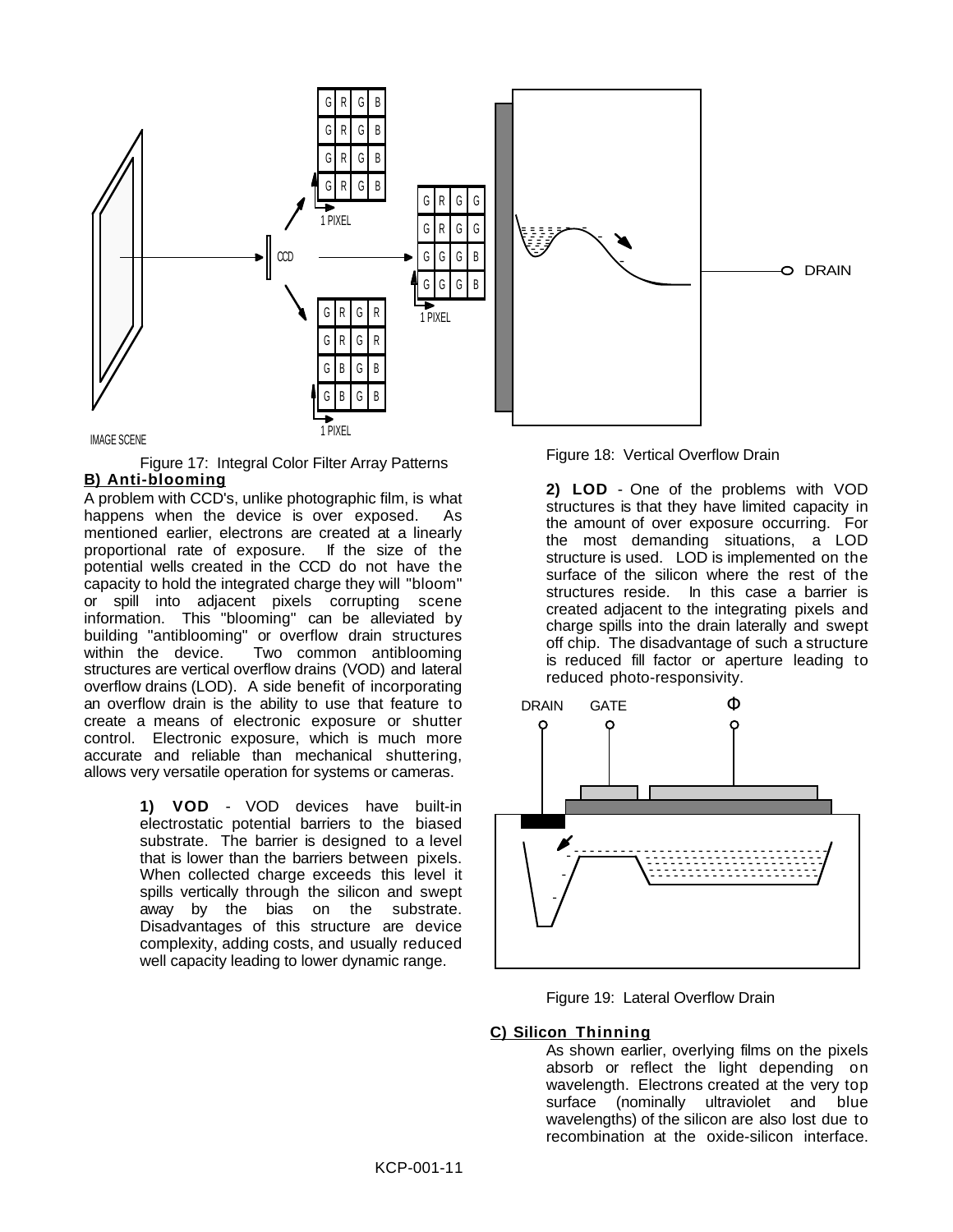Figure 17: Integral Color Filter Array Patterns

Figure 18: Vertical Overflow Drain

**B) Anti-blooming**

A problem with CCD's, unlike photographic film, is what happens when the device is over exposed. As mentioned earlier, electrons are created at a linearly proportional rate of exposure. If the size of the potential wells created in the CCD do not have the capacity to hold the integrated charge they will "bloom" or spill into adjacent pixels corrupting scene information. This "blooming" can be alleviated by building "antiblooming" or overflow drain structures within the device. Two common antiblooming structures are vertical overflow drains (VOD) and lateral overflow drains (LOD). A side benefit of incorporating an overflow drain is the ability to use that feature to create a means of electronic exposure or shutter control. Electronic exposure, which is much more accurate and reliable than mechanical shuttering, allows very versatile operation for systems or cameras.

**1) VOD** - VOD devices have built-in electrostatic potential barriers to the biased substrate. The barrier is designed to a level that is lower than the barriers between pixels. When collected charge exceeds this level it spills vertically through the silicon and swept away by the bias on the substrate. Disadvantages of this structure are device complexity, adding costs, and usually reduced well capacity leading to lower dynamic range.

**2) LOD** - One of the problems with VOD structures is that they have limited capacity in the amount of over exposure occurring. For the most demanding situations, a LOD structure is used. LOD is implemented on the surface of the silicon where the rest of the structures reside. In this case a barrier is created adjacent to the integrating pixels and charge spills into the drain laterally and swept off chip. The disadvantage of such a structure is reduced fill factor or aperture leading to reduced photo-responsivity.

Figure 19: Lateral Overflow Drain

**C) Silicon Thinning**

As shown earlier, overlying films on the pixels absorb or reflect the light depending on wavelength. Electrons created at the very top surface (nominally ultraviolet and blue wavelengths) of the silicon are also lost due to recombination at the oxide-silicon interface.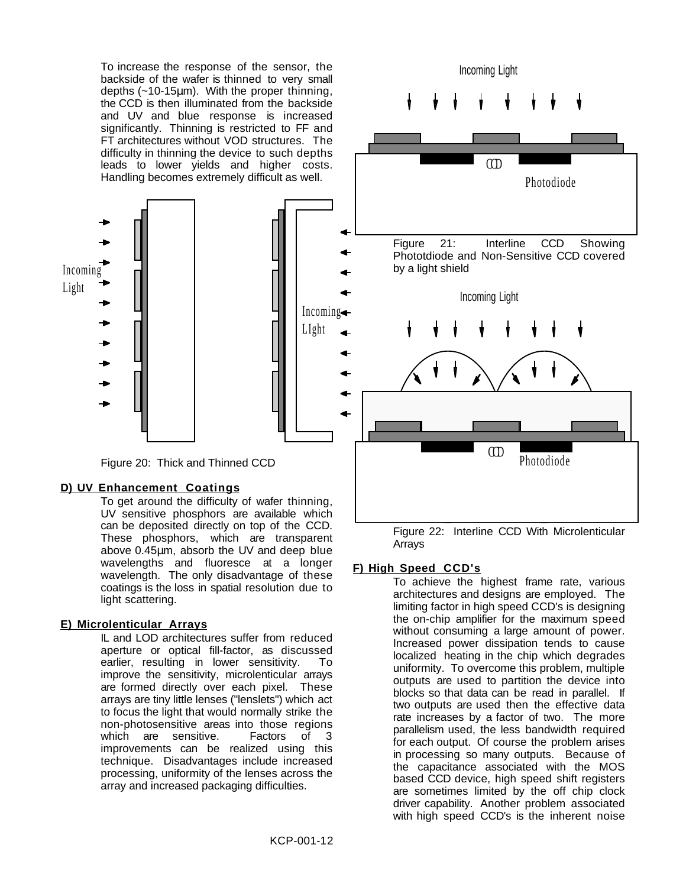To increase the response of the sensor, the backside of the wafer is thinned to very small depths (~10-15µm). With the proper thinning, the CCD is then illuminated from the backside and UV and blue response is increased significantly. Thinning is restricted to FF and FT architectures without VOD structures. The difficulty in thinning the device to such depths leads to lower yields and higher costs. Handling becomes extremely difficult as well.

Figure 20: Thick and Thinned CCD

Figure 21: Interline CCD Showing Phototdiode and Non-Sensitive CCD covered by a light shield

Figure 22: Interline CCD With Microlenticular Arrays

## D) UV Enhancement Coatings

To get around the difficulty of wafer thinning, UV sensitive phosphors are available which can be deposited directly on top of the CCD. These phosphors, which are transparent above 0.45µm, absorb the UV and deep blue wavelengths and fluoresce at a longer wavelength. The only disadvantage of these coatings is the loss in spatial resolution due to light scattering.

## E) Microlenticular Arrays

IL and LOD architectures suffer from reduced aperture or optical fill-factor, as discussed earlier, resulting in lower sensitivity. To improve the sensitivity, microlenticular arrays are formed directly over each pixel. These arrays are tiny little lenses ("lenslets") which act to focus the light that would normally strike the non-photosensitive areas into those regions which are sensitive. Factors of 3 improvements can be realized using this technique. Disadvantages include increased processing, uniformity of the lenses across the array and increased packaging difficulties.

## F) High Speed CCD's

To achieve the highest frame rate, various architectures and designs are employed. The limiting factor in high speed CCD's is designing the on-chip amplifier for the maximum speed without consuming a large amount of power. Increased power dissipation tends to cause localized heating in the chip which degrades uniformity. To overcome this problem, multiple outputs are used to partition the device into blocks so that data can be read in parallel. If two outputs are used then the effective data rate increases by a factor of two. The more parallelism used, the less bandwidth required for each output. Of course the problem arises in processing so many outputs. Because of the capacitance associated with the MOS based CCD device, high speed shift registers are sometimes limited by the off chip clock driver capability. Another problem associated with high speed CCD's is the inherent noise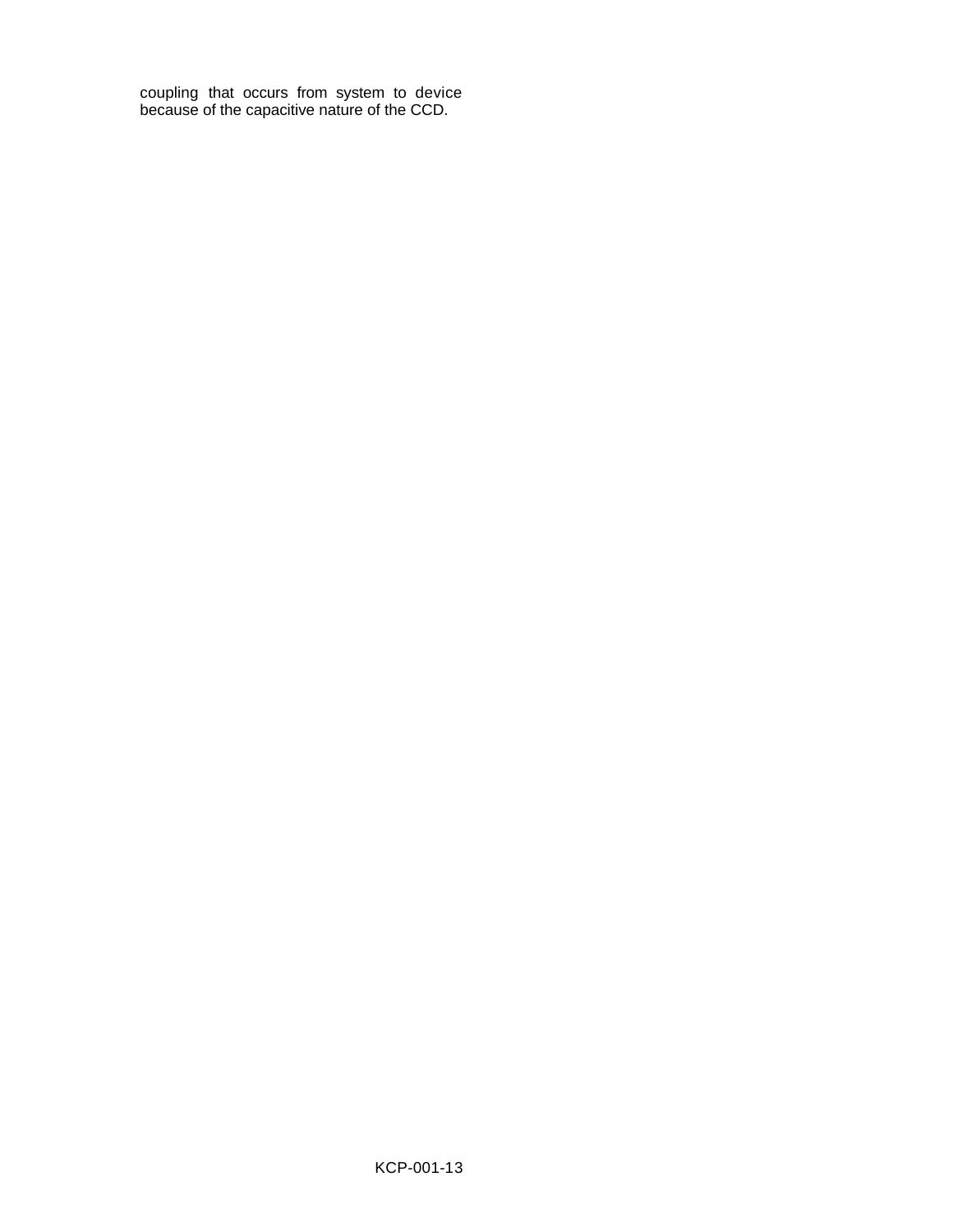coupling that occurs from system to device because of the capacitive nature of the CCD.